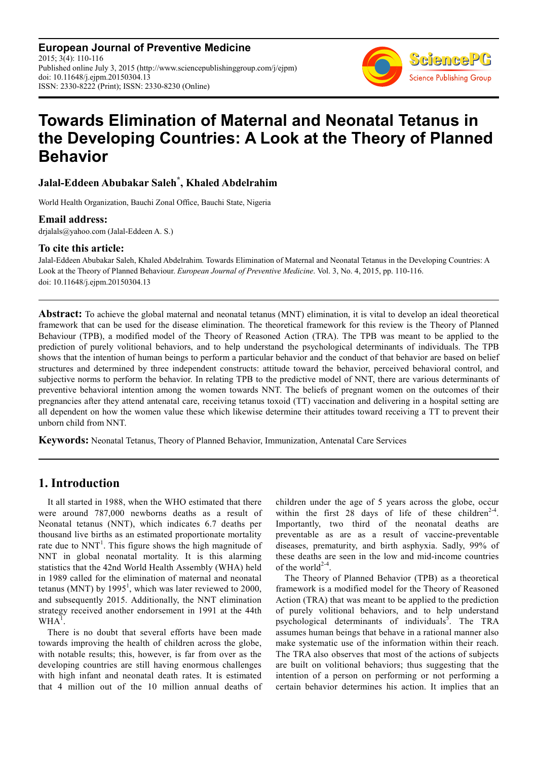**European Journal of Preventive Medicine**
2015; 3(4): 110-116
Published online July 3, 2015 (http://www.sciencepublishinggroup.com/j/ejpm)
doi: 10.11648/j.ejpm.20150304.13
ISSN: 2330-8222 (Print); ISSN: 2330-8230 (Online)

# Towards Elimination of Maternal and Neonatal Tetanus in the Developing Countries: A Look at the Theory of Planned Behavior

**Jalal-Eddeen Abubakar Saleh*, Khaled Abdelrahim**

World Health Organization, Bauchi Zonal Office, Bauchi State, Nigeria

### Email address:

drjalals@yahoo.com (Jalal-Eddeen A. S.)

### To cite this article:

Jalal-Eddeen Abubakar Saleh, Khaled Abdelrahim. Towards Elimination of Maternal and Neonatal Tetanus in the Developing Countries: A Look at the Theory of Planned Behaviour. *European Journal of Preventive Medicine*. Vol. 3, No. 4, 2015, pp. 110-116. doi: 10.11648/j.ejpm.20150304.13

**Abstract:** To achieve the global maternal and neonatal tetanus (MNT) elimination, it is vital to develop an ideal theoretical framework that can be used for the disease elimination. The theoretical framework for this review is the Theory of Planned Behaviour (TPB), a modified model of the Theory of Reasoned Action (TRA). The TPB was meant to be applied to the prediction of purely volitional behaviors, and to help understand the psychological determinants of individuals. The TPB shows that the intention of human beings to perform a particular behavior and the conduct of that behavior are based on belief structures and determined by three independent constructs: attitude toward the behavior, perceived behavioral control, and subjective norms to perform the behavior. In relating TPB to the predictive model of NNT, there are various determinants of preventive behavioral intention among the women towards NNT. The beliefs of pregnant women on the outcomes of their pregnancies after they attend antenatal care, receiving tetanus toxoid (TT) vaccination and delivering in a hospital setting are all dependent on how the women value these which likewise determine their attitudes toward receiving a TT to prevent their unborn child from NNT.

**Keywords:** Neonatal Tetanus, Theory of Planned Behavior, Immunization, Antenatal Care Services

## 1. Introduction

It all started in 1988, when the WHO estimated that there were around 787,000 newborns deaths as a result of Neonatal tetanus (NNT), which indicates 6.7 deaths per thousand live births as an estimated proportionate mortality rate due to NNT[1]. This figure shows the high magnitude of NNT in global neonatal mortality. It is this alarming statistics that the 42nd World Health Assembly (WHA) held in 1989 called for the elimination of maternal and neonatal tetanus (MNT) by 1995[1], which was later reviewed to 2000, and subsequently 2015. Additionally, the NNT elimination strategy received another endorsement in 1991 at the 44th WHA[1].

There is no doubt that several efforts have been made towards improving the health of children across the globe, with notable results; this, however, is far from over as the developing countries are still having enormous challenges with high infant and neonatal death rates. It is estimated that 4 million out of the 10 million annual deaths of children under the age of 5 years across the globe, occur within the first 28 days of life of these children[2-4]. Importantly, two third of the neonatal deaths are preventable as are as a result of vaccine-preventable diseases, prematurity, and birth asphyxia. Sadly, 99% of these deaths are seen in the low and mid-income countries of the world[2-4].

The Theory of Planned Behavior (TPB) as a theoretical framework is a modified model for the Theory of Reasoned Action (TRA) that was meant to be applied to the prediction of purely volitional behaviors, and to help understand psychological determinants of individuals[5]. The TRA assumes human beings that behave in a rational manner also make systematic use of the information within their reach. The TRA also observes that most of the actions of subjects are built on volitional behaviors; thus suggesting that the intention of a person on performing or not performing a certain behavior determines his action. It implies that an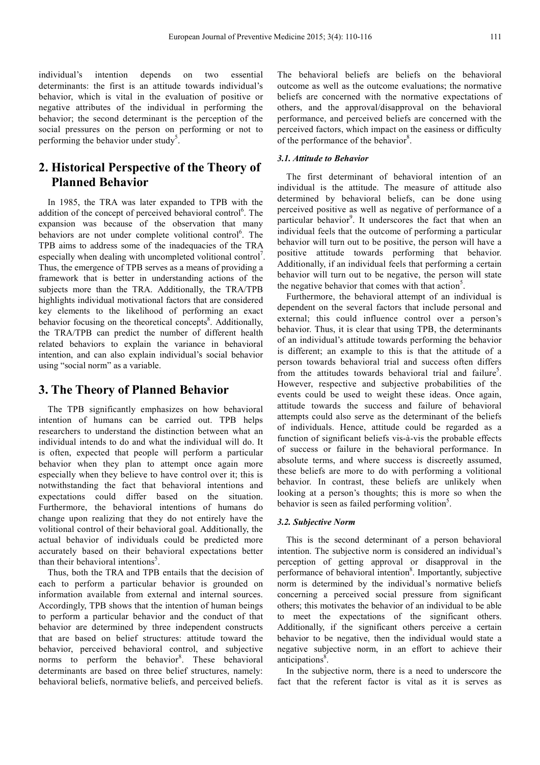individual's intention depends on two essential determinants: the first is an attitude towards individual's behavior, which is vital in the evaluation of positive or negative attributes of the individual in performing the behavior; the second determinant is the perception of the social pressures on the person on performing or not to performing the behavior under study[5].

## 2. Historical Perspective of the Theory of Planned Behavior

In 1985, the TRA was later expanded to TPB with the addition of the concept of perceived behavioral control[6]. The expansion was because of the observation that many behaviors are not under complete volitional control[6]. The TPB aims to address some of the inadequacies of the TRA especially when dealing with uncompleted volitional control[7]. Thus, the emergence of TPB serves as a means of providing a framework that is better in understanding actions of the subjects more than the TRA. Additionally, the TRA/TPB highlights individual motivational factors that are considered key elements to the likelihood of performing an exact behavior focusing on the theoretical concepts[8]. Additionally, the TRA/TPB can predict the number of different health related behaviors to explain the variance in behavioral intention, and can also explain individual's social behavior using "social norm" as a variable.

## 3. The Theory of Planned Behavior

The TPB significantly emphasizes on how behavioral intention of humans can be carried out. TPB helps researchers to understand the distinction between what an individual intends to do and what the individual will do. It is often, expected that people will perform a particular behavior when they plan to attempt once again more especially when they believe to have control over it; this is notwithstanding the fact that behavioral intentions and expectations could differ based on the situation. Furthermore, the behavioral intentions of humans do change upon realizing that they do not entirely have the volitional control of their behavioral goal. Additionally, the actual behavior of individuals could be predicted more accurately based on their behavioral expectations better than their behavioral intentions[5].

Thus, both the TRA and TPB entails that the decision of each to perform a particular behavior is grounded on information available from external and internal sources. Accordingly, TPB shows that the intention of human beings to perform a particular behavior and the conduct of that behavior are determined by three independent constructs that are based on belief structures: attitude toward the behavior, perceived behavioral control, and subjective norms to perform the behavior[8]. These behavioral determinants are based on three belief structures, namely: behavioral beliefs, normative beliefs, and perceived beliefs. The behavioral beliefs are beliefs on the behavioral outcome as well as the outcome evaluations; the normative beliefs are concerned with the normative expectations of others, and the approval/disapproval on the behavioral performance, and perceived beliefs are concerned with the perceived factors, which impact on the easiness or difficulty of the performance of the behavior[8].

### *3.1. Attitude to Behavior*

The first determinant of behavioral intention of an individual is the attitude. The measure of attitude also determined by behavioral beliefs, can be done using perceived positive as well as negative of performance of a particular behavior[9]. It underscores the fact that when an individual feels that the outcome of performing a particular behavior will turn out to be positive, the person will have a positive attitude towards performing that behavior. Additionally, if an individual feels that performing a certain behavior will turn out to be negative, the person will state the negative behavior that comes with that action[5].

Furthermore, the behavioral attempt of an individual is dependent on the several factors that include personal and external; this could influence control over a person's behavior. Thus, it is clear that using TPB, the determinants of an individual's attitude towards performing the behavior is different; an example to this is that the attitude of a person towards behavioral trial and success often differs from the attitudes towards behavioral trial and failure[5]. However, respective and subjective probabilities of the events could be used to weight these ideas. Once again, attitude towards the success and failure of behavioral attempts could also serve as the determinant of the beliefs of individuals. Hence, attitude could be regarded as a function of significant beliefs vis-à-vis the probable effects of success or failure in the behavioral performance. In absolute terms, and where success is discreetly assumed, these beliefs are more to do with performing a volitional behavior. In contrast, these beliefs are unlikely when looking at a person's thoughts; this is more so when the behavior is seen as failed performing volition[5].

### *3.2. Subjective Norm*

This is the second determinant of a person behavioral intention. The subjective norm is considered an individual's perception of getting approval or disapproval in the performance of behavioral intention[8]. Importantly, subjective norm is determined by the individual's normative beliefs concerning a perceived social pressure from significant others; this motivates the behavior of an individual to be able to meet the expectations of the significant others. Additionally, if the significant others perceive a certain behavior to be negative, then the individual would state a negative subjective norm, in an effort to achieve their anticipations[8].

In the subjective norm, there is a need to underscore the fact that the referent factor is vital as it is serves as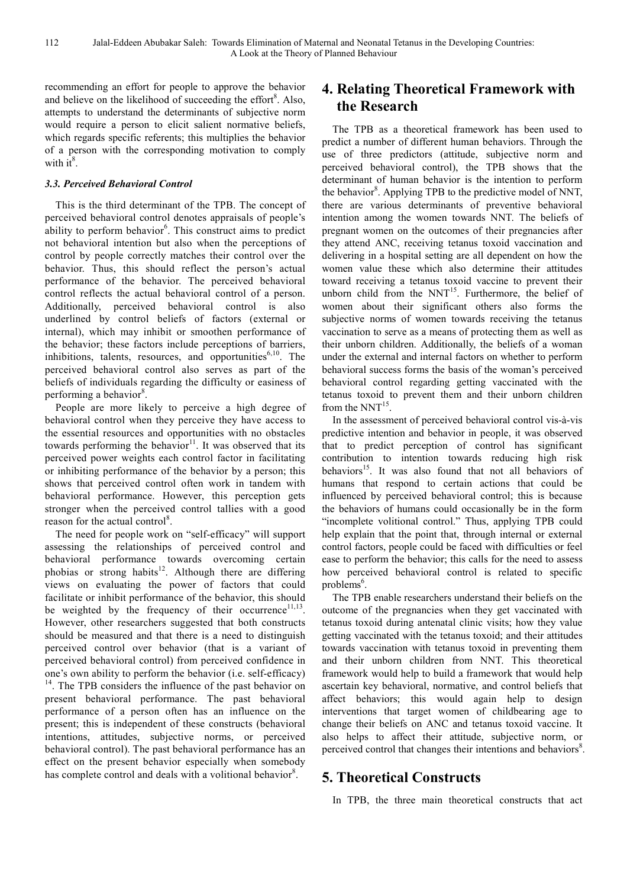recommending an effort for people to approve the behavior and believe on the likelihood of succeeding the effort[8]. Also, attempts to understand the determinants of subjective norm would require a person to elicit salient normative beliefs, which regards specific referents; this multiplies the behavior of a person with the corresponding motivation to comply with it[8].

### 3.3. Perceived Behavioral Control

This is the third determinant of the TPB. The concept of perceived behavioral control denotes appraisals of people's ability to perform behavior[6]. This construct aims to predict not behavioral intention but also when the perceptions of control by people correctly matches their control over the behavior. Thus, this should reflect the person's actual performance of the behavior. The perceived behavioral control reflects the actual behavioral control of a person. Additionally, perceived behavioral control is also underlined by control beliefs of factors (external or internal), which may inhibit or smoothen performance of the behavior; these factors include perceptions of barriers, inhibitions, talents, resources, and opportunities[6,10]. The perceived behavioral control also serves as part of the beliefs of individuals regarding the difficulty or easiness of performing a behavior[8].

People are more likely to perceive a high degree of behavioral control when they perceive they have access to the essential resources and opportunities with no obstacles towards performing the behavior[11]. It was observed that its perceived power weights each control factor in facilitating or inhibiting performance of the behavior by a person; this shows that perceived control often work in tandem with behavioral performance. However, this perception gets stronger when the perceived control tallies with a good reason for the actual control[8].

The need for people work on "self-efficacy" will support assessing the relationships of perceived control and behavioral performance towards overcoming certain phobias or strong habits[12]. Although there are differing views on evaluating the power of factors that could facilitate or inhibit performance of the behavior, this should be weighted by the frequency of their occurrence[11,13]. However, other researchers suggested that both constructs should be measured and that there is a need to distinguish perceived control over behavior (that is a variant of perceived behavioral control) from perceived confidence in one's own ability to perform the behavior (i.e. self-efficacy) [14]. The TPB considers the influence of the past behavior on present behavioral performance. The past behavioral performance of a person often has an influence on the present; this is independent of these constructs (behavioral intentions, attitudes, subjective norms, or perceived behavioral control). The past behavioral performance has an effect on the present behavior especially when somebody has complete control and deals with a volitional behavior[8].

## 4. Relating Theoretical Framework with the Research

The TPB as a theoretical framework has been used to predict a number of different human behaviors. Through the use of three predictors (attitude, subjective norm and perceived behavioral control), the TPB shows that the determinant of human behavior is the intention to perform the behavior[8]. Applying TPB to the predictive model of NNT, there are various determinants of preventive behavioral intention among the women towards NNT. The beliefs of pregnant women on the outcomes of their pregnancies after they attend ANC, receiving tetanus toxoid vaccination and delivering in a hospital setting are all dependent on how the women value these which also determine their attitudes toward receiving a tetanus toxoid vaccine to prevent their unborn child from the NNT[15]. Furthermore, the belief of women about their significant others also forms the subjective norms of women towards receiving the tetanus vaccination to serve as a means of protecting them as well as their unborn children. Additionally, the beliefs of a woman under the external and internal factors on whether to perform behavioral success forms the basis of the woman's perceived behavioral control regarding getting vaccinated with the tetanus toxoid to prevent them and their unborn children from the NNT[15].

In the assessment of perceived behavioral control vis-à-vis predictive intention and behavior in people, it was observed that to predict perception of control has significant contribution to intention towards reducing high risk behaviors[15]. It was also found that not all behaviors of humans that respond to certain actions that could be influenced by perceived behavioral control; this is because the behaviors of humans could occasionally be in the form "incomplete volitional control." Thus, applying TPB could help explain that the point that, through internal or external control factors, people could be faced with difficulties or feel ease to perform the behavior; this calls for the need to assess how perceived behavioral control is related to specific problems[6].

The TPB enable researchers understand their beliefs on the outcome of the pregnancies when they get vaccinated with tetanus toxoid during antenatal clinic visits; how they value getting vaccinated with the tetanus toxoid; and their attitudes towards vaccination with tetanus toxoid in preventing them and their unborn children from NNT. This theoretical framework would help to build a framework that would help ascertain key behavioral, normative, and control beliefs that affect behaviors; this would again help to design interventions that target women of childbearing age to change their beliefs on ANC and tetanus toxoid vaccine. It also helps to affect their attitude, subjective norm, or perceived control that changes their intentions and behaviors[8].

## 5. Theoretical Constructs

In TPB, the three main theoretical constructs that act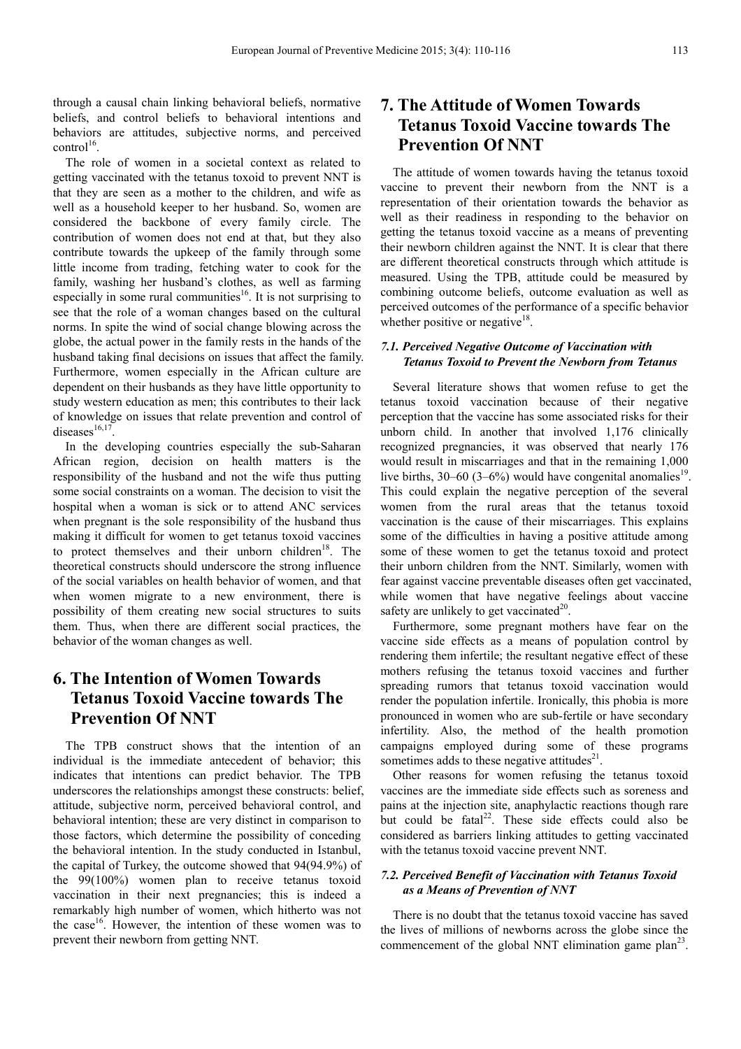through a causal chain linking behavioral beliefs, normative beliefs, and control beliefs to behavioral intentions and behaviors are attitudes, subjective norms, and perceived control[16].

The role of women in a societal context as related to getting vaccinated with the tetanus toxoid to prevent NNT is that they are seen as a mother to the children, and wife as well as a household keeper to her husband. So, women are considered the backbone of every family circle. The contribution of women does not end at that, but they also contribute towards the upkeep of the family through some little income from trading, fetching water to cook for the family, washing her husband's clothes, as well as farming especially in some rural communities[16]. It is not surprising to see that the role of a woman changes based on the cultural norms. In spite the wind of social change blowing across the globe, the actual power in the family rests in the hands of the husband taking final decisions on issues that affect the family. Furthermore, women especially in the African culture are dependent on their husbands as they have little opportunity to study western education as men; this contributes to their lack of knowledge on issues that relate prevention and control of diseases[16,17].

In the developing countries especially the sub-Saharan African region, decision on health matters is the responsibility of the husband and not the wife thus putting some social constraints on a woman. The decision to visit the hospital when a woman is sick or to attend ANC services when pregnant is the sole responsibility of the husband thus making it difficult for women to get tetanus toxoid vaccines to protect themselves and their unborn children[18]. The theoretical constructs should underscore the strong influence of the social variables on health behavior of women, and that when women migrate to a new environment, there is possibility of them creating new social structures to suits them. Thus, when there are different social practices, the behavior of the woman changes as well.

# 6. The Intention of Women Towards Tetanus Toxoid Vaccine towards The Prevention Of NNT

The TPB construct shows that the intention of an individual is the immediate antecedent of behavior; this indicates that intentions can predict behavior. The TPB underscores the relationships amongst these constructs: belief, attitude, subjective norm, perceived behavioral control, and behavioral intention; these are very distinct in comparison to those factors, which determine the possibility of conceding the behavioral intention. In the study conducted in Istanbul, the capital of Turkey, the outcome showed that 94(94.9%) of the 99(100%) women plan to receive tetanus toxoid vaccination in their next pregnancies; this is indeed a remarkably high number of women, which hitherto was not the case[16]. However, the intention of these women was to prevent their newborn from getting NNT.

# 7. The Attitude of Women Towards Tetanus Toxoid Vaccine towards The Prevention Of NNT

The attitude of women towards having the tetanus toxoid vaccine to prevent their newborn from the NNT is a representation of their orientation towards the behavior as well as their readiness in responding to the behavior on getting the tetanus toxoid vaccine as a means of preventing their newborn children against the NNT. It is clear that there are different theoretical constructs through which attitude is measured. Using the TPB, attitude could be measured by combining outcome beliefs, outcome evaluation as well as perceived outcomes of the performance of a specific behavior whether positive or negative[18].

## *7.1. Perceived Negative Outcome of Vaccination with Tetanus Toxoid to Prevent the Newborn from Tetanus*

Several literature shows that women refuse to get the tetanus toxoid vaccination because of their negative perception that the vaccine has some associated risks for their unborn child. In another that involved 1,176 clinically recognized pregnancies, it was observed that nearly 176 would result in miscarriages and that in the remaining 1,000 live births, 30–60 (3–6%) would have congenital anomalies[19]. This could explain the negative perception of the several women from the rural areas that the tetanus toxoid vaccination is the cause of their miscarriages. This explains some of the difficulties in having a positive attitude among some of these women to get the tetanus toxoid and protect their unborn children from the NNT. Similarly, women with fear against vaccine preventable diseases often get vaccinated, while women that have negative feelings about vaccine safety are unlikely to get vaccinated[20].

Furthermore, some pregnant mothers have fear on the vaccine side effects as a means of population control by rendering them infertile; the resultant negative effect of these mothers refusing the tetanus toxoid vaccines and further spreading rumors that tetanus toxoid vaccination would render the population infertile. Ironically, this phobia is more pronounced in women who are sub-fertile or have secondary infertility. Also, the method of the health promotion campaigns employed during some of these programs sometimes adds to these negative attitudes[21].

Other reasons for women refusing the tetanus toxoid vaccines are the immediate side effects such as soreness and pains at the injection site, anaphylactic reactions though rare but could be fatal[22]. These side effects could also be considered as barriers linking attitudes to getting vaccinated with the tetanus toxoid vaccine prevent NNT.

## *7.2. Perceived Benefit of Vaccination with Tetanus Toxoid as a Means of Prevention of NNT*

There is no doubt that the tetanus toxoid vaccine has saved the lives of millions of newborns across the globe since the commencement of the global NNT elimination game plan[23].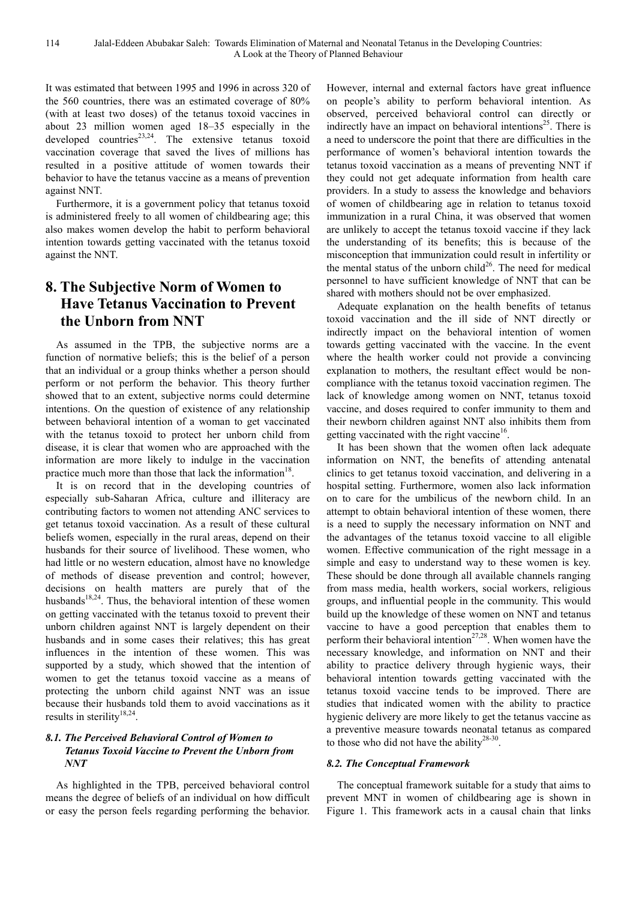It was estimated that between 1995 and 1996 in across 320 of the 560 countries, there was an estimated coverage of 80% (with at least two doses) of the tetanus toxoid vaccines in about 23 million women aged 18–35 especially in the developed countries[23,24]. The extensive tetanus toxoid vaccination coverage that saved the lives of millions has resulted in a positive attitude of women towards their behavior to have the tetanus vaccine as a means of prevention against NNT.

Furthermore, it is a government policy that tetanus toxoid is administered freely to all women of childbearing age; this also makes women develop the habit to perform behavioral intention towards getting vaccinated with the tetanus toxoid against the NNT.

# 8. The Subjective Norm of Women to Have Tetanus Vaccination to Prevent the Unborn from NNT

As assumed in the TPB, the subjective norms are a function of normative beliefs; this is the belief of a person that an individual or a group thinks whether a person should perform or not perform the behavior. This theory further showed that to an extent, subjective norms could determine intentions. On the question of existence of any relationship between behavioral intention of a woman to get vaccinated with the tetanus toxoid to protect her unborn child from disease, it is clear that women who are approached with the information are more likely to indulge in the vaccination practice much more than those that lack the information[18].

It is on record that in the developing countries of especially sub-Saharan Africa, culture and illiteracy are contributing factors to women not attending ANC services to get tetanus toxoid vaccination. As a result of these cultural beliefs women, especially in the rural areas, depend on their husbands for their source of livelihood. These women, who had little or no western education, almost have no knowledge of methods of disease prevention and control; however, decisions on health matters are purely that of the husbands[18,24]. Thus, the behavioral intention of these women on getting vaccinated with the tetanus toxoid to prevent their unborn children against NNT is largely dependent on their husbands and in some cases their relatives; this has great influences in the intention of these women. This was supported by a study, which showed that the intention of women to get the tetanus toxoid vaccine as a means of protecting the unborn child against NNT was an issue because their husbands told them to avoid vaccinations as it results in sterility[18,24].

### *8.1. The Perceived Behavioral Control of Women to Tetanus Toxoid Vaccine to Prevent the Unborn from NNT*

As highlighted in the TPB, perceived behavioral control means the degree of beliefs of an individual on how difficult or easy the person feels regarding performing the behavior. However, internal and external factors have great influence on people's ability to perform behavioral intention. As observed, perceived behavioral control can directly or indirectly have an impact on behavioral intentions[25]. There is a need to underscore the point that there are difficulties in the performance of women's behavioral intention towards the tetanus toxoid vaccination as a means of preventing NNT if they could not get adequate information from health care providers. In a study to assess the knowledge and behaviors of women of childbearing age in relation to tetanus toxoid immunization in a rural China, it was observed that women are unlikely to accept the tetanus toxoid vaccine if they lack the understanding of its benefits; this is because of the misconception that immunization could result in infertility or the mental status of the unborn child[26]. The need for medical personnel to have sufficient knowledge of NNT that can be shared with mothers should not be over emphasized.

Adequate explanation on the health benefits of tetanus toxoid vaccination and the ill side of NNT directly or indirectly impact on the behavioral intention of women towards getting vaccinated with the vaccine. In the event where the health worker could not provide a convincing explanation to mothers, the resultant effect would be non-compliance with the tetanus toxoid vaccination regimen. The lack of knowledge among women on NNT, tetanus toxoid vaccine, and doses required to confer immunity to them and their newborn children against NNT also inhibits them from getting vaccinated with the right vaccine[16].

It has been shown that the women often lack adequate information on NNT, the benefits of attending antenatal clinics to get tetanus toxoid vaccination, and delivering in a hospital setting. Furthermore, women also lack information on to care for the umbilicus of the newborn child. In an attempt to obtain behavioral intention of these women, there is a need to supply the necessary information on NNT and the advantages of the tetanus toxoid vaccine to all eligible women. Effective communication of the right message in a simple and easy to understand way to these women is key. These should be done through all available channels ranging from mass media, health workers, social workers, religious groups, and influential people in the community. This would build up the knowledge of these women on NNT and tetanus vaccine to have a good perception that enables them to perform their behavioral intention[27,28]. When women have the necessary knowledge, and information on NNT and their ability to practice delivery through hygienic ways, their behavioral intention towards getting vaccinated with the tetanus toxoid vaccine tends to be improved. There are studies that indicated women with the ability to practice hygienic delivery are more likely to get the tetanus vaccine as a preventive measure towards neonatal tetanus as compared to those who did not have the ability[28-30].

### *8.2. The Conceptual Framework*

The conceptual framework suitable for a study that aims to prevent MNT in women of childbearing age is shown in Figure 1. This framework acts in a causal chain that links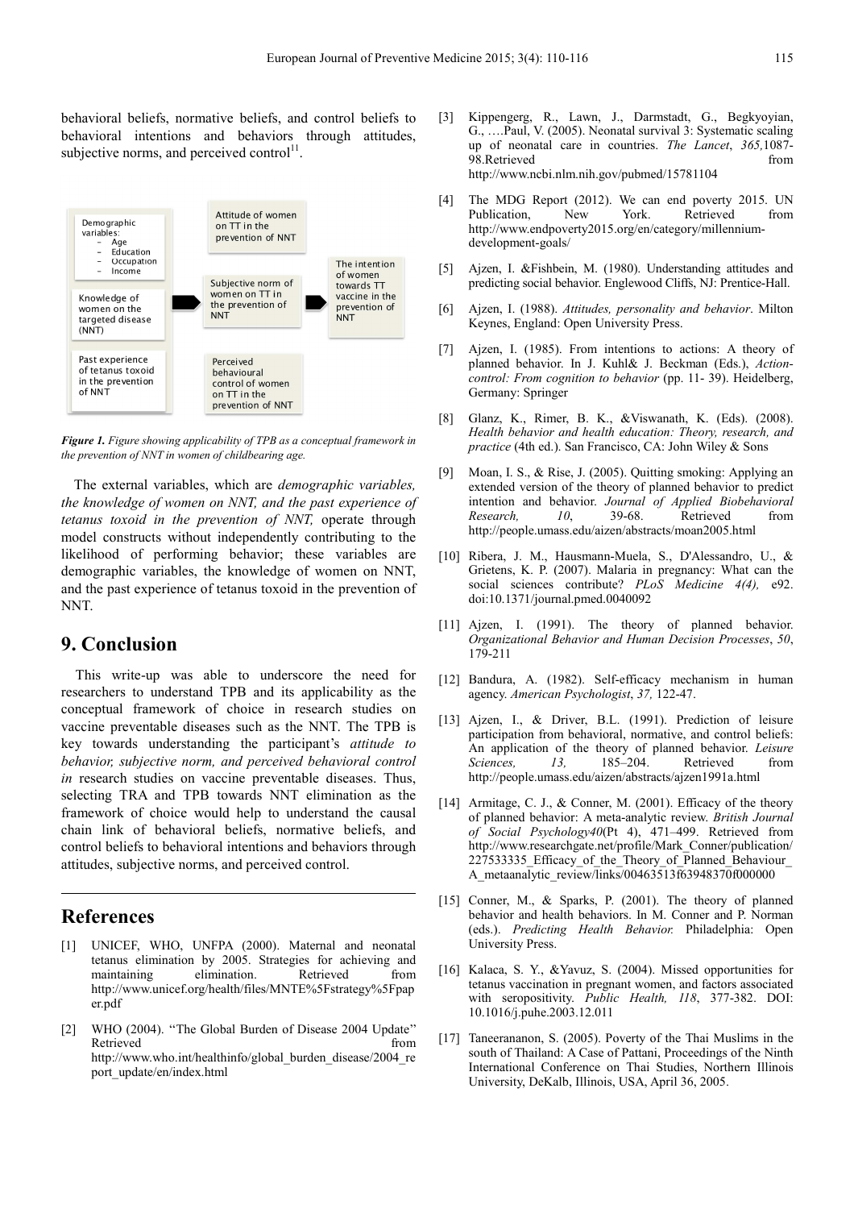behavioral beliefs, normative beliefs, and control beliefs to behavioral intentions and behaviors through attitudes, subjective norms, and perceived control[11].

Demographic variables:
- Age
- Education
- Occupation
- Income

Knowledge of women on the targeted disease (NNT)

Past experience of tetanus toxoid in the prevention of NNT

Attitude of women on TT in the prevention of NNT

Subjective norm of women on TT in the prevention of NNT

Perceived behavioural control of women on TT in the prevention of NNT

The intention of women towards TT vaccine in the prevention of NNT

*Figure 1. Figure showing applicability of TPB as a conceptual framework in the prevention of NNT in women of childbearing age.*

The external variables, which are *demographic variables, the knowledge of women on NNT, and the past experience of tetanus toxoid in the prevention of NNT,* operate through model constructs without independently contributing to the likelihood of performing behavior; these variables are demographic variables, the knowledge of women on NNT, and the past experience of tetanus toxoid in the prevention of NNT.

## 9. Conclusion

This write-up was able to underscore the need for researchers to understand TPB and its applicability as the conceptual framework of choice in research studies on vaccine preventable diseases such as the NNT. The TPB is key towards understanding the participant's *attitude to behavior, subjective norm, and perceived behavioral control in* research studies on vaccine preventable diseases. Thus, selecting TRA and TPB towards NNT elimination as the framework of choice would help to understand the causal chain link of behavioral beliefs, normative beliefs, and control beliefs to behavioral intentions and behaviors through attitudes, subjective norms, and perceived control.

## References

[1] UNICEF, WHO, UNFPA (2000). Maternal and neonatal tetanus elimination by 2005. Strategies for achieving and maintaining elimination. Retrieved from http://www.unicef.org/health/files/MNTE%5Fstrategy%5Fpaper.pdf

[2] WHO (2004). "The Global Burden of Disease 2004 Update" Retrieved from http://www.who.int/healthinfo/global_burden_disease/2004_report_update/en/index.html

[3] Kippengerg, R., Lawn, J., Darmstadt, G., Begkyoyian, G., ….Paul, V. (2005). Neonatal survival 3: Systematic scaling up of neonatal care in countries. *The Lancet*, *365,*1087-98.Retrieved from http://www.ncbi.nlm.nih.gov/pubmed/15781104

[4] The MDG Report (2012). We can end poverty 2015. UN Publication, New York. Retrieved from http://www.endpoverty2015.org/en/category/millennium-development-goals/

[5] Ajzen, I. &Fishbein, M. (1980). Understanding attitudes and predicting social behavior. Englewood Cliffs, NJ: Prentice-Hall.

[6] Ajzen, I. (1988). *Attitudes, personality and behavior*. Milton Keynes, England: Open University Press.

[7] Ajzen, I. (1985). From intentions to actions: A theory of planned behavior. In J. Kuhl& J. Beckman (Eds.), *Action-control: From cognition to behavior* (pp. 11- 39). Heidelberg, Germany: Springer

[8] Glanz, K., Rimer, B. K., &Viswanath, K. (Eds). (2008). *Health behavior and health education: Theory, research, and practice* (4th ed.). San Francisco, CA: John Wiley & Sons

[9] Moan, I. S., & Rise, J. (2005). Quitting smoking: Applying an extended version of the theory of planned behavior to predict intention and behavior. *Journal of Applied Biobehavioral Research, 10*, 39-68. Retrieved from http://people.umass.edu/aizen/abstracts/moan2005.html

[10] Ribera, J. M., Hausmann-Muela, S., D'Alessandro, U., & Grietens, K. P. (2007). Malaria in pregnancy: What can the social sciences contribute? *PLoS Medicine 4(4),* e92. doi:10.1371/journal.pmed.0040092

[11] Ajzen, I. (1991). The theory of planned behavior. *Organizational Behavior and Human Decision Processes*, *50*, 179-211

[12] Bandura, A. (1982). Self-efficacy mechanism in human agency. *American Psychologist*, *37,* 122-47.

[13] Ajzen, I., & Driver, B.L. (1991). Prediction of leisure participation from behavioral, normative, and control beliefs: An application of the theory of planned behavior. *Leisure Sciences, 13,* 185–204. Retrieved from http://people.umass.edu/aizen/abstracts/ajzen1991a.html

[14] Armitage, C. J., & Conner, M. (2001). Efficacy of the theory of planned behavior: A meta-analytic review. *British Journal of Social Psychology40*(Pt 4), 471–499. Retrieved from http://www.researchgate.net/profile/Mark_Conner/publication/227533335_Efficacy_of_the_Theory_of_Planned_Behaviour_A_metaanalytic_review/links/00463513f63948370f000000

[15] Conner, M., & Sparks, P. (2001). The theory of planned behavior and health behaviors. In M. Conner and P. Norman (eds.). *Predicting Health Behavior.* Philadelphia: Open University Press.

[16] Kalaca, S. Y., &Yavuz, S. (2004). Missed opportunities for tetanus vaccination in pregnant women, and factors associated with seropositivity. *Public Health, 118*, 377-382. DOI: 10.1016/j.puhe.2003.12.011

[17] Taneerananon, S. (2005). Poverty of the Thai Muslims in the south of Thailand: A Case of Pattani, Proceedings of the Ninth International Conference on Thai Studies, Northern Illinois University, DeKalb, Illinois, USA, April 36, 2005.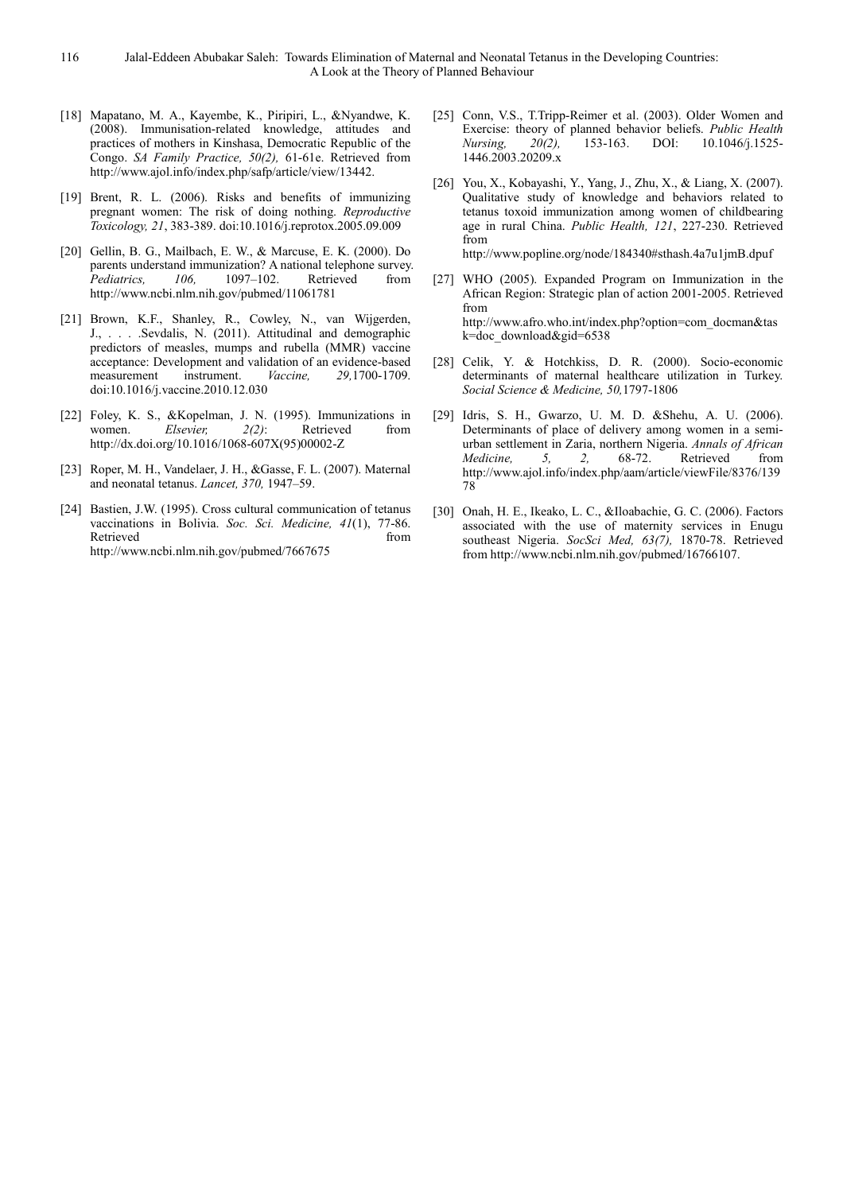[18] Mapatano, M. A., Kayembe, K., Piripiri, L., &Nyandwe, K. (2008). Immunisation-related knowledge, attitudes and practices of mothers in Kinshasa, Democratic Republic of the Congo. *SA Family Practice, 50(2),* 61-61e. Retrieved from http://www.ajol.info/index.php/safp/article/view/13442.

[19] Brent, R. L. (2006). Risks and benefits of immunizing pregnant women: The risk of doing nothing. *Reproductive Toxicology, 21*, 383-389. doi:10.1016/j.reprotox.2005.09.009

[20] Gellin, B. G., Mailbach, E. W., & Marcuse, E. K. (2000). Do parents understand immunization? A national telephone survey. *Pediatrics, 106,* 1097–102. Retrieved from http://www.ncbi.nlm.nih.gov/pubmed/11061781

[21] Brown, K.F., Shanley, R., Cowley, N., van Wijgerden, J., . . . .Sevdalis, N. (2011). Attitudinal and demographic predictors of measles, mumps and rubella (MMR) vaccine acceptance: Development and validation of an evidence-based measurement instrument. *Vaccine, 29,*1700-1709. doi:10.1016/j.vaccine.2010.12.030

[22] Foley, K. S., &Kopelman, J. N. (1995). Immunizations in women. *Elsevier, 2(2)*: Retrieved from http://dx.doi.org/10.1016/1068-607X(95)00002-Z

[23] Roper, M. H., Vandelaer, J. H., &Gasse, F. L. (2007). Maternal and neonatal tetanus. *Lancet, 370,* 1947–59.

[24] Bastien, J.W. (1995). Cross cultural communication of tetanus vaccinations in Bolivia. *Soc. Sci. Medicine, 41*(1), 77-86. Retrieved from http://www.ncbi.nlm.nih.gov/pubmed/7667675

[25] Conn, V.S., T.Tripp-Reimer et al. (2003). Older Women and Exercise: theory of planned behavior beliefs. *Public Health Nursing, 20(2),* 153-163. DOI: 10.1046/j.1525-1446.2003.20209.x

[26] You, X., Kobayashi, Y., Yang, J., Zhu, X., & Liang, X. (2007). Qualitative study of knowledge and behaviors related to tetanus toxoid immunization among women of childbearing age in rural China. *Public Health, 121*, 227-230. Retrieved from http://www.popline.org/node/184340#sthash.4a7u1jmB.dpuf

[27] WHO (2005). Expanded Program on Immunization in the African Region: Strategic plan of action 2001-2005. Retrieved from http://www.afro.who.int/index.php?option=com_docman&task=doc_download&gid=6538

[28] Celik, Y. & Hotchkiss, D. R. (2000). Socio-economic determinants of maternal healthcare utilization in Turkey. *Social Science & Medicine, 50,*1797-1806

[29] Idris, S. H., Gwarzo, U. M. D. &Shehu, A. U. (2006). Determinants of place of delivery among women in a semi-urban settlement in Zaria, northern Nigeria. *Annals of African Medicine, 5, 2,* 68-72. Retrieved from http://www.ajol.info/index.php/aam/article/viewFile/8376/13978

[30] Onah, H. E., Ikeako, L. C., &Iloabachie, G. C. (2006). Factors associated with the use of maternity services in Enugu southeast Nigeria. *SocSci Med, 63(7),* 1870-78. Retrieved from http://www.ncbi.nlm.nih.gov/pubmed/16766107.